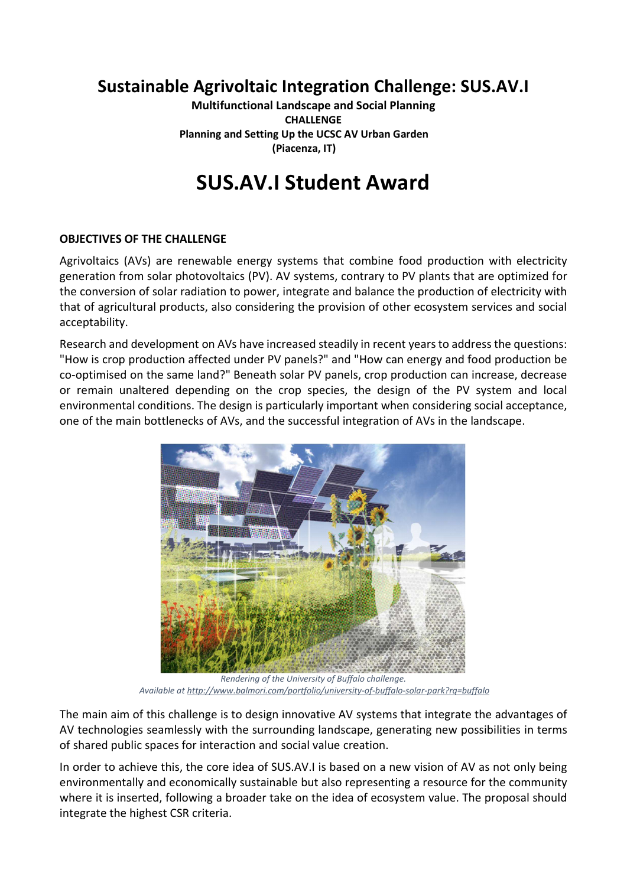# Sustainable Agrivoltaic Integration Challenge: SUS.AV.I

**Multifunctional Landscape and Social Planning**
**CHALLENGE**
**Planning and Setting Up the UCSC AV Urban Garden**
**(Piacenza, IT)**

# SUS.AV.I Student Award

### OBJECTIVES OF THE CHALLENGE

Agrivoltaics (AVs) are renewable energy systems that combine food production with electricity generation from solar photovoltaics (PV). AV systems, contrary to PV plants that are optimized for the conversion of solar radiation to power, integrate and balance the production of electricity with that of agricultural products, also considering the provision of other ecosystem services and social acceptability.

Research and development on AVs have increased steadily in recent years to address the questions: "How is crop production affected under PV panels?" and "How can energy and food production be co-optimised on the same land?" Beneath solar PV panels, crop production can increase, decrease or remain unaltered depending on the crop species, the design of the PV system and local environmental conditions. The design is particularly important when considering social acceptance, one of the main bottlenecks of AVs, and the successful integration of AVs in the landscape.

*Rendering of the University of Buffalo challenge.*
*Available at [http://www.balmori.com/portfolio/university-of-buffalo-solar-park?rq=buffalo](http://www.balmori.com/portfolio/university-of-buffalo-solar-park?rq=buffalo)*

The main aim of this challenge is to design innovative AV systems that integrate the advantages of AV technologies seamlessly with the surrounding landscape, generating new possibilities in terms of shared public spaces for interaction and social value creation.

In order to achieve this, the core idea of SUS.AV.I is based on a new vision of AV as not only being environmentally and economically sustainable but also representing a resource for the community where it is inserted, following a broader take on the idea of ecosystem value. The proposal should integrate the highest CSR criteria.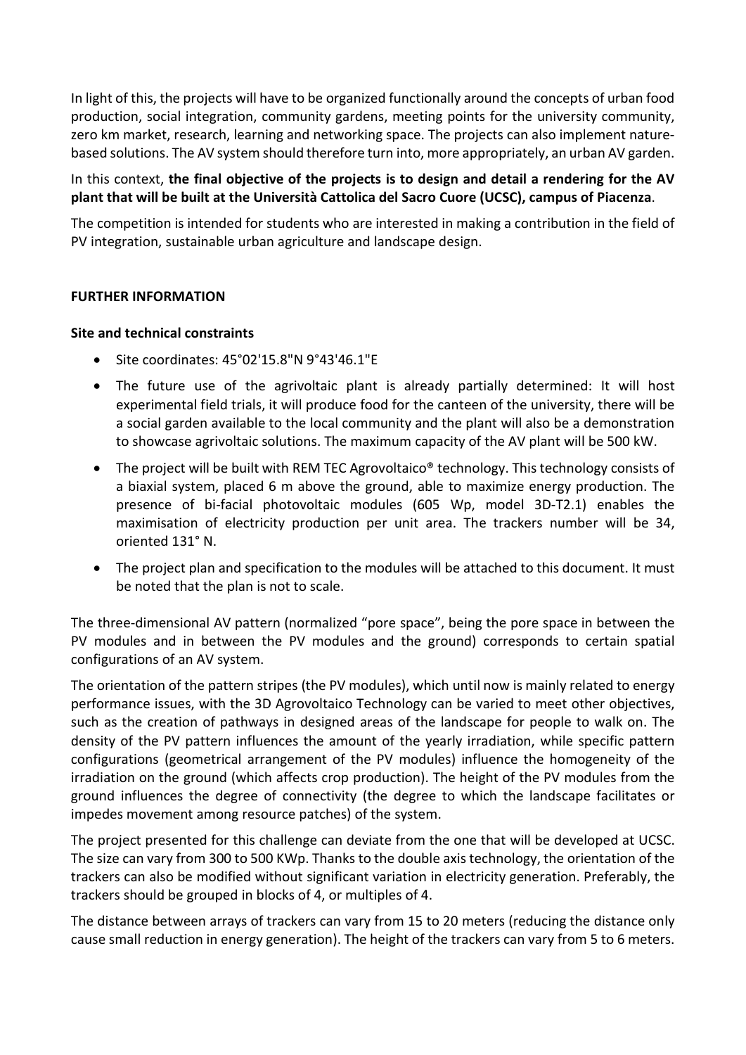In light of this, the projects will have to be organized functionally around the concepts of urban food production, social integration, community gardens, meeting points for the university community, zero km market, research, learning and networking space. The projects can also implement nature-based solutions. The AV system should therefore turn into, more appropriately, an urban AV garden.

In this context, **the final objective of the projects is to design and detail a rendering for the AV plant that will be built at the Università Cattolica del Sacro Cuore (UCSC), campus of Piacenza**.

The competition is intended for students who are interested in making a contribution in the field of PV integration, sustainable urban agriculture and landscape design.

**FURTHER INFORMATION**

**Site and technical constraints**

- Site coordinates: 45°02'15.8"N 9°43'46.1"E
- The future use of the agrivoltaic plant is already partially determined: It will host experimental field trials, it will produce food for the canteen of the university, there will be a social garden available to the local community and the plant will also be a demonstration to showcase agrivoltaic solutions. The maximum capacity of the AV plant will be 500 kW.
- The project will be built with REM TEC Agrovoltaico® technology. This technology consists of a biaxial system, placed 6 m above the ground, able to maximize energy production. The presence of bi-facial photovoltaic modules (605 Wp, model 3D-T2.1) enables the maximisation of electricity production per unit area. The trackers number will be 34, oriented 131° N.
- The project plan and specification to the modules will be attached to this document. It must be noted that the plan is not to scale.

The three-dimensional AV pattern (normalized "pore space", being the pore space in between the PV modules and in between the PV modules and the ground) corresponds to certain spatial configurations of an AV system.

The orientation of the pattern stripes (the PV modules), which until now is mainly related to energy performance issues, with the 3D Agrovoltaico Technology can be varied to meet other objectives, such as the creation of pathways in designed areas of the landscape for people to walk on. The density of the PV pattern influences the amount of the yearly irradiation, while specific pattern configurations (geometrical arrangement of the PV modules) influence the homogeneity of the irradiation on the ground (which affects crop production). The height of the PV modules from the ground influences the degree of connectivity (the degree to which the landscape facilitates or impedes movement among resource patches) of the system.

The project presented for this challenge can deviate from the one that will be developed at UCSC. The size can vary from 300 to 500 KWp. Thanks to the double axis technology, the orientation of the trackers can also be modified without significant variation in electricity generation. Preferably, the trackers should be grouped in blocks of 4, or multiples of 4.

The distance between arrays of trackers can vary from 15 to 20 meters (reducing the distance only cause small reduction in energy generation). The height of the trackers can vary from 5 to 6 meters.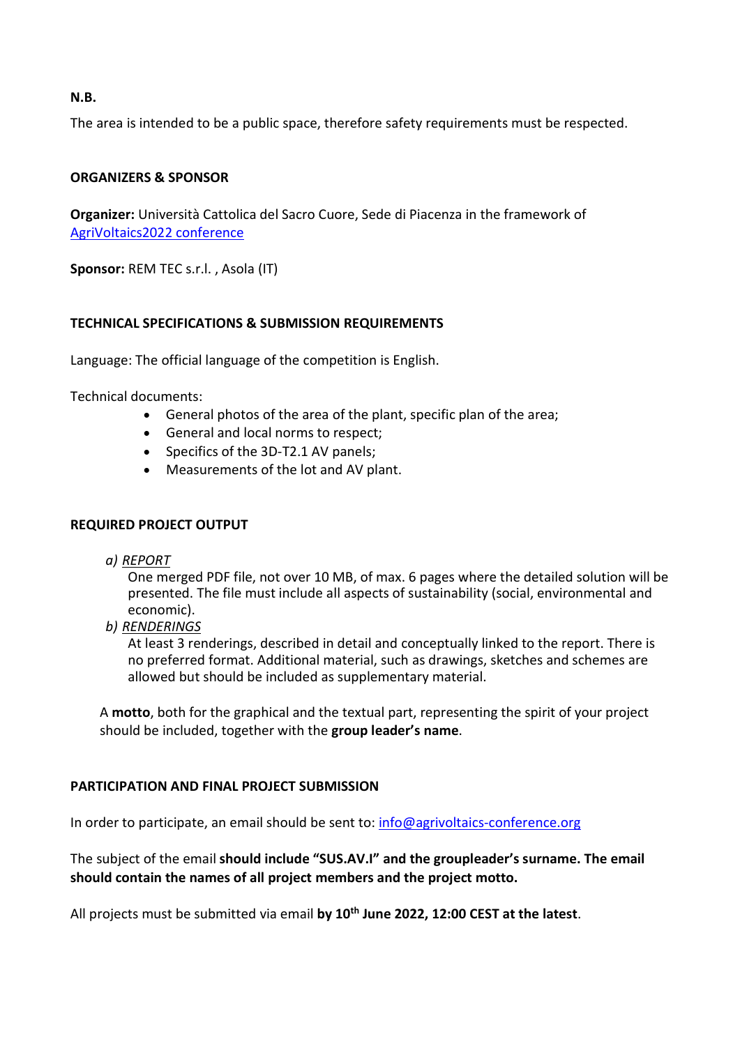**N.B.**

The area is intended to be a public space, therefore safety requirements must be respected.

## ORGANIZERS & SPONSOR

**Organizer:** Università Cattolica del Sacro Cuore, Sede di Piacenza in the framework of [AgriVoltaics2022 conference]()

**Sponsor:** REM TEC s.r.l. , Asola (IT)

## TECHNICAL SPECIFICATIONS & SUBMISSION REQUIREMENTS

Language: The official language of the competition is English.

Technical documents:

- General photos of the area of the plant, specific plan of the area;
- General and local norms to respect;
- Specifics of the 3D-T2.1 AV panels;
- Measurements of the lot and AV plant.

## REQUIRED PROJECT OUTPUT

a) *REPORT*

One merged PDF file, not over 10 MB, of max. 6 pages where the detailed solution will be presented. The file must include all aspects of sustainability (social, environmental and economic).

b) *RENDERINGS*

At least 3 renderings, described in detail and conceptually linked to the report. There is no preferred format. Additional material, such as drawings, sketches and schemes are allowed but should be included as supplementary material.

A **motto**, both for the graphical and the textual part, representing the spirit of your project should be included, together with the **group leader's name**.

## PARTICIPATION AND FINAL PROJECT SUBMISSION

In order to participate, an email should be sent to: info@agrivoltaics-conference.org

The subject of the email **should include "SUS.AV.I" and the groupleader's surname. The email should contain the names of all project members and the project motto.**

All projects must be submitted via email **by 10th June 2022, 12:00 CEST at the latest**.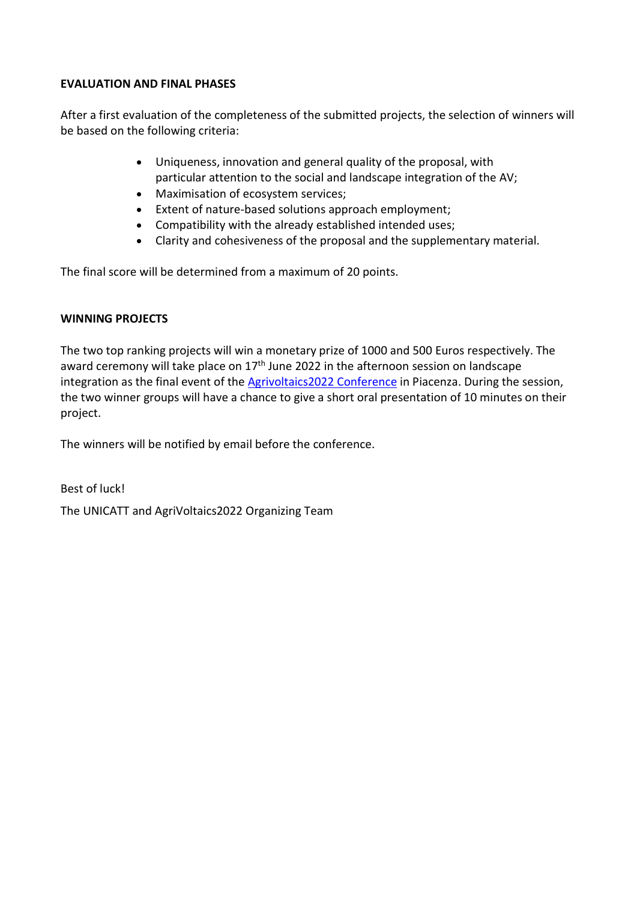**EVALUATION AND FINAL PHASES**

After a first evaluation of the completeness of the submitted projects, the selection of winners will be based on the following criteria:

- Uniqueness, innovation and general quality of the proposal, with particular attention to the social and landscape integration of the AV;
- Maximisation of ecosystem services;
- Extent of nature-based solutions approach employment;
- Compatibility with the already established intended uses;
- Clarity and cohesiveness of the proposal and the supplementary material.

The final score will be determined from a maximum of 20 points.

**WINNING PROJECTS**

The two top ranking projects will win a monetary prize of 1000 and 500 Euros respectively. The award ceremony will take place on 17th June 2022 in the afternoon session on landscape integration as the final event of the Agrivoltaics2022 Conference in Piacenza. During the session, the two winner groups will have a chance to give a short oral presentation of 10 minutes on their project.

The winners will be notified by email before the conference.

Best of luck!

The UNICATT and AgriVoltaics2022 Organizing Team